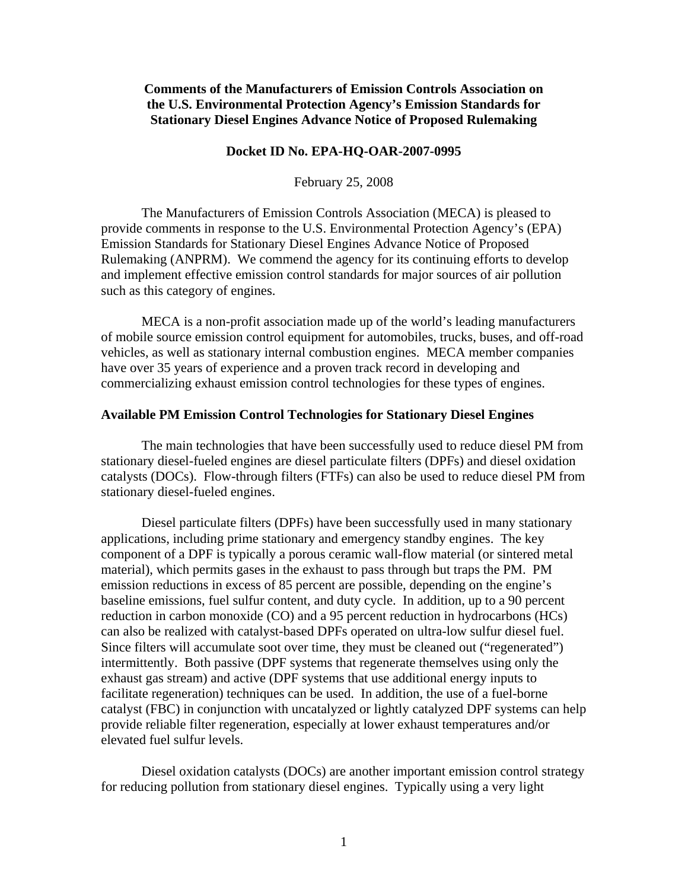**Comments of the Manufacturers of Emission Controls Association on the U.S. Environmental Protection Agency's Emission Standards for Stationary Diesel Engines Advance Notice of Proposed Rulemaking**

**Docket ID No. EPA-HQ-OAR-2007-0995**

February 25, 2008

The Manufacturers of Emission Controls Association (MECA) is pleased to provide comments in response to the U.S. Environmental Protection Agency's (EPA) Emission Standards for Stationary Diesel Engines Advance Notice of Proposed Rulemaking (ANPRM). We commend the agency for its continuing efforts to develop and implement effective emission control standards for major sources of air pollution such as this category of engines.

MECA is a non-profit association made up of the world's leading manufacturers of mobile source emission control equipment for automobiles, trucks, buses, and off-road vehicles, as well as stationary internal combustion engines. MECA member companies have over 35 years of experience and a proven track record in developing and commercializing exhaust emission control technologies for these types of engines.

**Available PM Emission Control Technologies for Stationary Diesel Engines**

The main technologies that have been successfully used to reduce diesel PM from stationary diesel-fueled engines are diesel particulate filters (DPFs) and diesel oxidation catalysts (DOCs). Flow-through filters (FTFs) can also be used to reduce diesel PM from stationary diesel-fueled engines.

Diesel particulate filters (DPFs) have been successfully used in many stationary applications, including prime stationary and emergency standby engines. The key component of a DPF is typically a porous ceramic wall-flow material (or sintered metal material), which permits gases in the exhaust to pass through but traps the PM. PM emission reductions in excess of 85 percent are possible, depending on the engine's baseline emissions, fuel sulfur content, and duty cycle. In addition, up to a 90 percent reduction in carbon monoxide (CO) and a 95 percent reduction in hydrocarbons (HCs) can also be realized with catalyst-based DPFs operated on ultra-low sulfur diesel fuel. Since filters will accumulate soot over time, they must be cleaned out ("regenerated") intermittently. Both passive (DPF systems that regenerate themselves using only the exhaust gas stream) and active (DPF systems that use additional energy inputs to facilitate regeneration) techniques can be used. In addition, the use of a fuel-borne catalyst (FBC) in conjunction with uncatalyzed or lightly catalyzed DPF systems can help provide reliable filter regeneration, especially at lower exhaust temperatures and/or elevated fuel sulfur levels.

Diesel oxidation catalysts (DOCs) are another important emission control strategy for reducing pollution from stationary diesel engines. Typically using a very light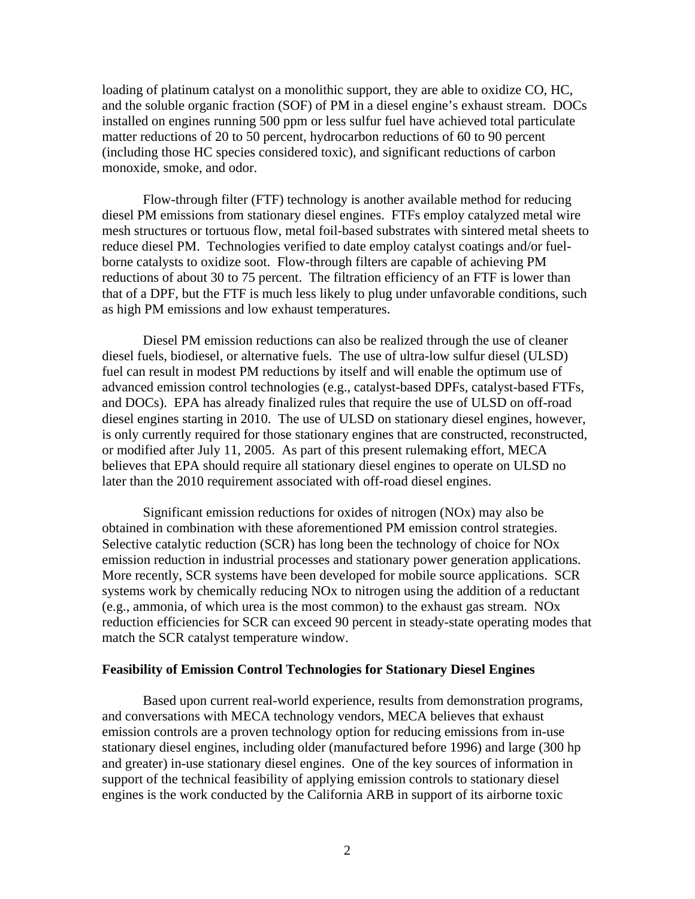loading of platinum catalyst on a monolithic support, they are able to oxidize CO, HC, and the soluble organic fraction (SOF) of PM in a diesel engine's exhaust stream. DOCs installed on engines running 500 ppm or less sulfur fuel have achieved total particulate matter reductions of 20 to 50 percent, hydrocarbon reductions of 60 to 90 percent (including those HC species considered toxic), and significant reductions of carbon monoxide, smoke, and odor.

Flow-through filter (FTF) technology is another available method for reducing diesel PM emissions from stationary diesel engines. FTFs employ catalyzed metal wire mesh structures or tortuous flow, metal foil-based substrates with sintered metal sheets to reduce diesel PM. Technologies verified to date employ catalyst coatings and/or fuel-borne catalysts to oxidize soot. Flow-through filters are capable of achieving PM reductions of about 30 to 75 percent. The filtration efficiency of an FTF is lower than that of a DPF, but the FTF is much less likely to plug under unfavorable conditions, such as high PM emissions and low exhaust temperatures.

Diesel PM emission reductions can also be realized through the use of cleaner diesel fuels, biodiesel, or alternative fuels. The use of ultra-low sulfur diesel (ULSD) fuel can result in modest PM reductions by itself and will enable the optimum use of advanced emission control technologies (e.g., catalyst-based DPFs, catalyst-based FTFs, and DOCs). EPA has already finalized rules that require the use of ULSD on off-road diesel engines starting in 2010. The use of ULSD on stationary diesel engines, however, is only currently required for those stationary engines that are constructed, reconstructed, or modified after July 11, 2005. As part of this present rulemaking effort, MECA believes that EPA should require all stationary diesel engines to operate on ULSD no later than the 2010 requirement associated with off-road diesel engines.

Significant emission reductions for oxides of nitrogen (NOx) may also be obtained in combination with these aforementioned PM emission control strategies. Selective catalytic reduction (SCR) has long been the technology of choice for NOx emission reduction in industrial processes and stationary power generation applications. More recently, SCR systems have been developed for mobile source applications. SCR systems work by chemically reducing NOx to nitrogen using the addition of a reductant (e.g., ammonia, of which urea is the most common) to the exhaust gas stream. NOx reduction efficiencies for SCR can exceed 90 percent in steady-state operating modes that match the SCR catalyst temperature window.

**Feasibility of Emission Control Technologies for Stationary Diesel Engines**

Based upon current real-world experience, results from demonstration programs, and conversations with MECA technology vendors, MECA believes that exhaust emission controls are a proven technology option for reducing emissions from in-use stationary diesel engines, including older (manufactured before 1996) and large (300 hp and greater) in-use stationary diesel engines. One of the key sources of information in support of the technical feasibility of applying emission controls to stationary diesel engines is the work conducted by the California ARB in support of its airborne toxic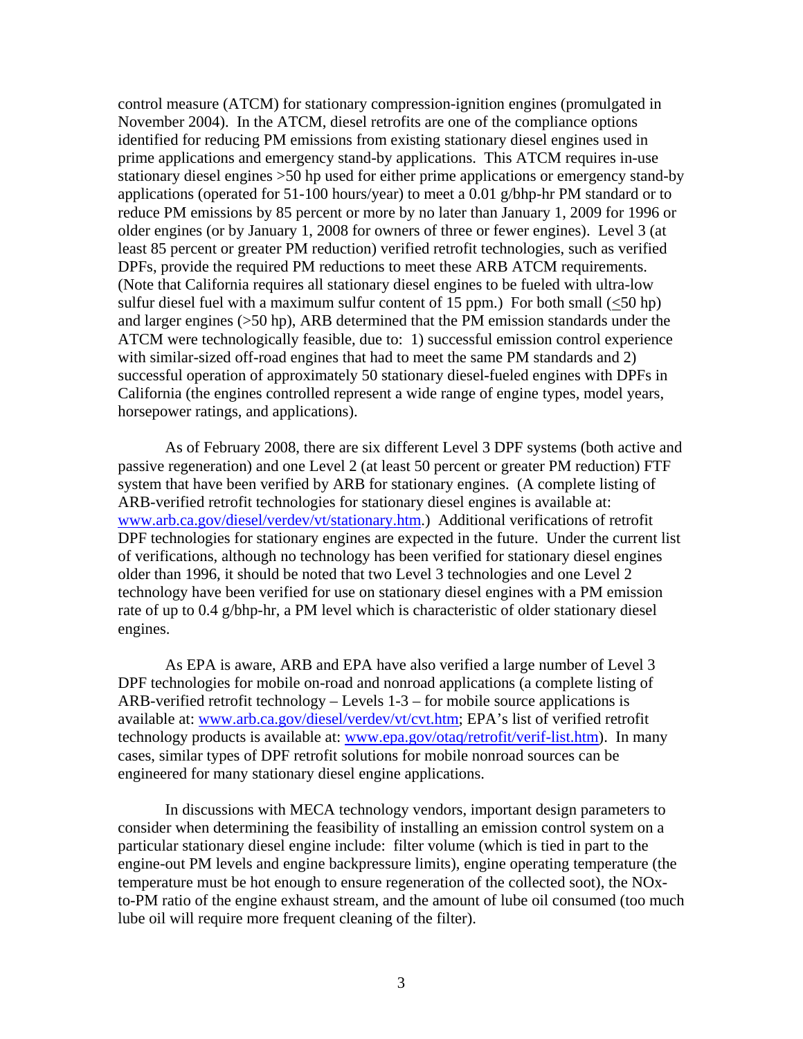control measure (ATCM) for stationary compression-ignition engines (promulgated in November 2004). In the ATCM, diesel retrofits are one of the compliance options identified for reducing PM emissions from existing stationary diesel engines used in prime applications and emergency stand-by applications. This ATCM requires in-use stationary diesel engines >50 hp used for either prime applications or emergency stand-by applications (operated for 51-100 hours/year) to meet a 0.01 g/bhp-hr PM standard or to reduce PM emissions by 85 percent or more by no later than January 1, 2009 for 1996 or older engines (or by January 1, 2008 for owners of three or fewer engines). Level 3 (at least 85 percent or greater PM reduction) verified retrofit technologies, such as verified DPFs, provide the required PM reductions to meet these ARB ATCM requirements. (Note that California requires all stationary diesel engines to be fueled with ultra-low sulfur diesel fuel with a maximum sulfur content of 15 ppm.) For both small (≤50 hp) and larger engines (>50 hp), ARB determined that the PM emission standards under the ATCM were technologically feasible, due to: 1) successful emission control experience with similar-sized off-road engines that had to meet the same PM standards and 2) successful operation of approximately 50 stationary diesel-fueled engines with DPFs in California (the engines controlled represent a wide range of engine types, model years, horsepower ratings, and applications).

As of February 2008, there are six different Level 3 DPF systems (both active and passive regeneration) and one Level 2 (at least 50 percent or greater PM reduction) FTF system that have been verified by ARB for stationary engines. (A complete listing of ARB-verified retrofit technologies for stationary diesel engines is available at: www.arb.ca.gov/diesel/verdev/vt/stationary.htm.) Additional verifications of retrofit DPF technologies for stationary engines are expected in the future. Under the current list of verifications, although no technology has been verified for stationary diesel engines older than 1996, it should be noted that two Level 3 technologies and one Level 2 technology have been verified for use on stationary diesel engines with a PM emission rate of up to 0.4 g/bhp-hr, a PM level which is characteristic of older stationary diesel engines.

As EPA is aware, ARB and EPA have also verified a large number of Level 3 DPF technologies for mobile on-road and nonroad applications (a complete listing of ARB-verified retrofit technology – Levels 1-3 – for mobile source applications is available at: www.arb.ca.gov/diesel/verdev/vt/cvt.htm; EPA's list of verified retrofit technology products is available at: www.epa.gov/otaq/retrofit/verif-list.htm). In many cases, similar types of DPF retrofit solutions for mobile nonroad sources can be engineered for many stationary diesel engine applications.

In discussions with MECA technology vendors, important design parameters to consider when determining the feasibility of installing an emission control system on a particular stationary diesel engine include: filter volume (which is tied in part to the engine-out PM levels and engine backpressure limits), engine operating temperature (the temperature must be hot enough to ensure regeneration of the collected soot), the NOx-to-PM ratio of the engine exhaust stream, and the amount of lube oil consumed (too much lube oil will require more frequent cleaning of the filter).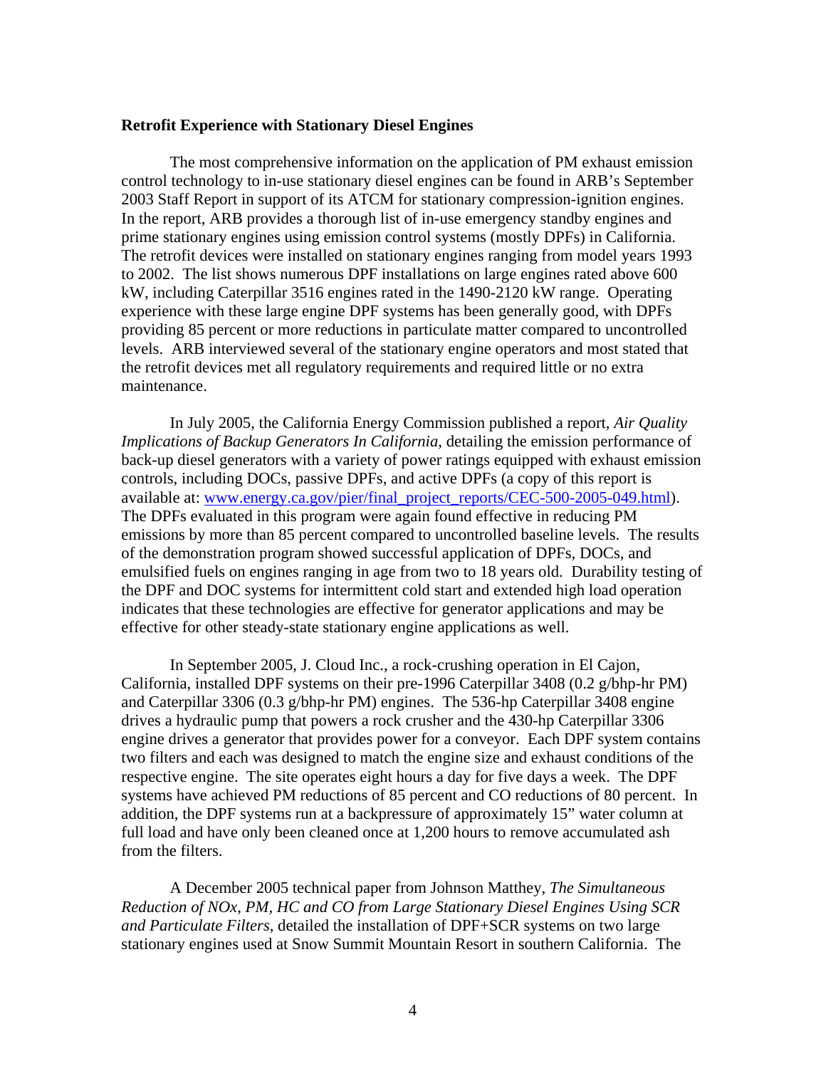**Retrofit Experience with Stationary Diesel Engines**

The most comprehensive information on the application of PM exhaust emission control technology to in-use stationary diesel engines can be found in ARB's September 2003 Staff Report in support of its ATCM for stationary compression-ignition engines. In the report, ARB provides a thorough list of in-use emergency standby engines and prime stationary engines using emission control systems (mostly DPFs) in California. The retrofit devices were installed on stationary engines ranging from model years 1993 to 2002. The list shows numerous DPF installations on large engines rated above 600 kW, including Caterpillar 3516 engines rated in the 1490-2120 kW range. Operating experience with these large engine DPF systems has been generally good, with DPFs providing 85 percent or more reductions in particulate matter compared to uncontrolled levels. ARB interviewed several of the stationary engine operators and most stated that the retrofit devices met all regulatory requirements and required little or no extra maintenance.

In July 2005, the California Energy Commission published a report, *Air Quality Implications of Backup Generators In California*, detailing the emission performance of back-up diesel generators with a variety of power ratings equipped with exhaust emission controls, including DOCs, passive DPFs, and active DPFs (a copy of this report is available at: www.energy.ca.gov/pier/final_project_reports/CEC-500-2005-049.html). The DPFs evaluated in this program were again found effective in reducing PM emissions by more than 85 percent compared to uncontrolled baseline levels. The results of the demonstration program showed successful application of DPFs, DOCs, and emulsified fuels on engines ranging in age from two to 18 years old. Durability testing of the DPF and DOC systems for intermittent cold start and extended high load operation indicates that these technologies are effective for generator applications and may be effective for other steady-state stationary engine applications as well.

In September 2005, J. Cloud Inc., a rock-crushing operation in El Cajon, California, installed DPF systems on their pre-1996 Caterpillar 3408 (0.2 g/bhp-hr PM) and Caterpillar 3306 (0.3 g/bhp-hr PM) engines. The 536-hp Caterpillar 3408 engine drives a hydraulic pump that powers a rock crusher and the 430-hp Caterpillar 3306 engine drives a generator that provides power for a conveyor. Each DPF system contains two filters and each was designed to match the engine size and exhaust conditions of the respective engine. The site operates eight hours a day for five days a week. The DPF systems have achieved PM reductions of 85 percent and CO reductions of 80 percent. In addition, the DPF systems run at a backpressure of approximately 15" water column at full load and have only been cleaned once at 1,200 hours to remove accumulated ash from the filters.

A December 2005 technical paper from Johnson Matthey, *The Simultaneous Reduction of NOx, PM, HC and CO from Large Stationary Diesel Engines Using SCR and Particulate Filters*, detailed the installation of DPF+SCR systems on two large stationary engines used at Snow Summit Mountain Resort in southern California. The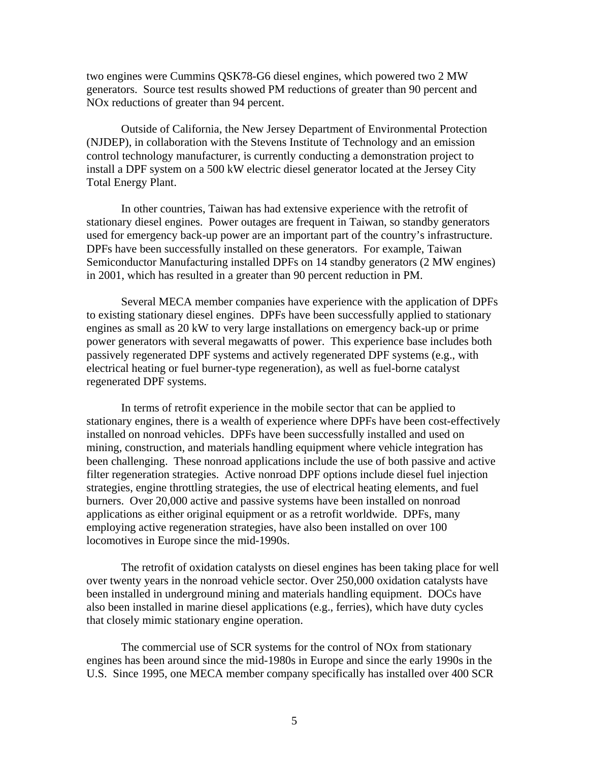two engines were Cummins QSK78-G6 diesel engines, which powered two 2 MW generators. Source test results showed PM reductions of greater than 90 percent and NOx reductions of greater than 94 percent.

Outside of California, the New Jersey Department of Environmental Protection (NJDEP), in collaboration with the Stevens Institute of Technology and an emission control technology manufacturer, is currently conducting a demonstration project to install a DPF system on a 500 kW electric diesel generator located at the Jersey City Total Energy Plant.

In other countries, Taiwan has had extensive experience with the retrofit of stationary diesel engines. Power outages are frequent in Taiwan, so standby generators used for emergency back-up power are an important part of the country's infrastructure. DPFs have been successfully installed on these generators. For example, Taiwan Semiconductor Manufacturing installed DPFs on 14 standby generators (2 MW engines) in 2001, which has resulted in a greater than 90 percent reduction in PM.

Several MECA member companies have experience with the application of DPFs to existing stationary diesel engines. DPFs have been successfully applied to stationary engines as small as 20 kW to very large installations on emergency back-up or prime power generators with several megawatts of power. This experience base includes both passively regenerated DPF systems and actively regenerated DPF systems (e.g., with electrical heating or fuel burner-type regeneration), as well as fuel-borne catalyst regenerated DPF systems.

In terms of retrofit experience in the mobile sector that can be applied to stationary engines, there is a wealth of experience where DPFs have been cost-effectively installed on nonroad vehicles. DPFs have been successfully installed and used on mining, construction, and materials handling equipment where vehicle integration has been challenging. These nonroad applications include the use of both passive and active filter regeneration strategies. Active nonroad DPF options include diesel fuel injection strategies, engine throttling strategies, the use of electrical heating elements, and fuel burners. Over 20,000 active and passive systems have been installed on nonroad applications as either original equipment or as a retrofit worldwide. DPFs, many employing active regeneration strategies, have also been installed on over 100 locomotives in Europe since the mid-1990s.

The retrofit of oxidation catalysts on diesel engines has been taking place for well over twenty years in the nonroad vehicle sector. Over 250,000 oxidation catalysts have been installed in underground mining and materials handling equipment. DOCs have also been installed in marine diesel applications (e.g., ferries), which have duty cycles that closely mimic stationary engine operation.

The commercial use of SCR systems for the control of NOx from stationary engines has been around since the mid-1980s in Europe and since the early 1990s in the U.S. Since 1995, one MECA member company specifically has installed over 400 SCR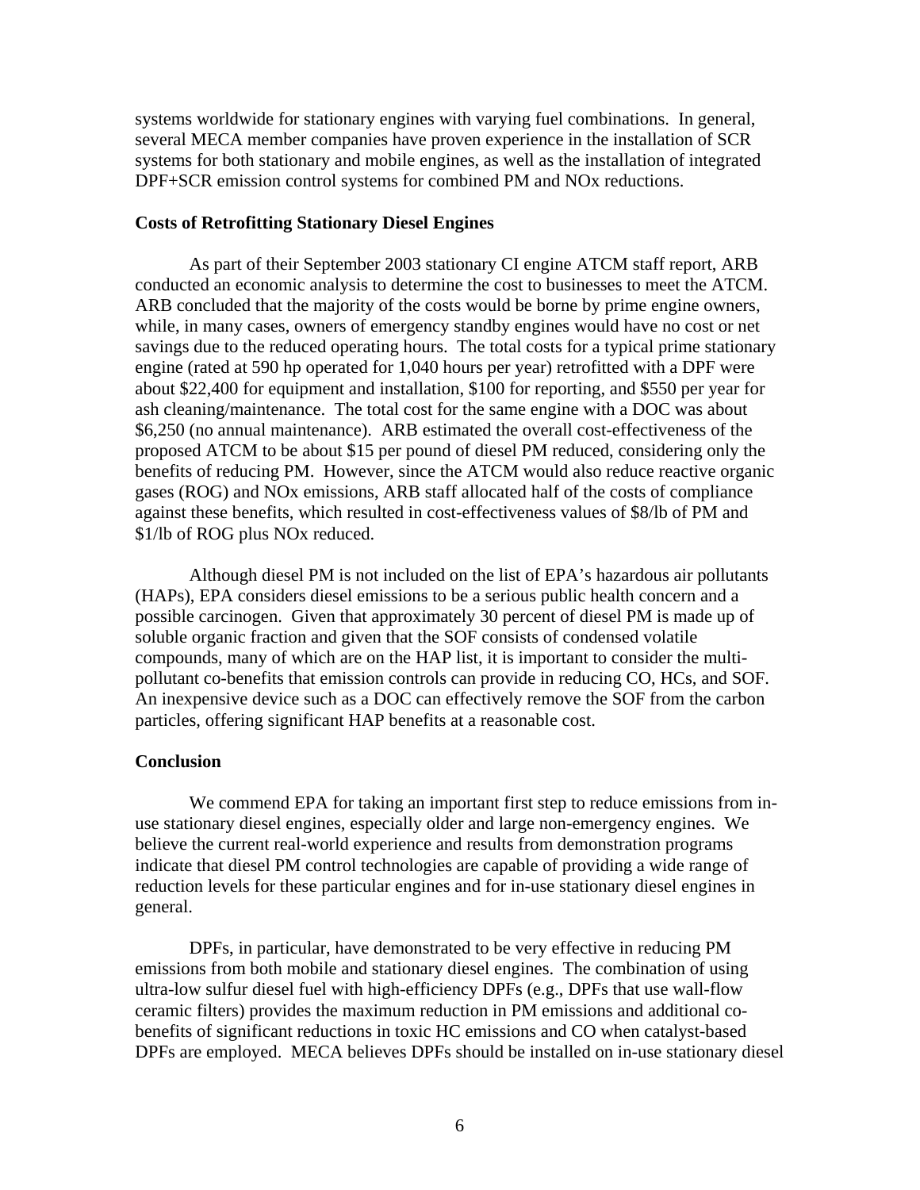systems worldwide for stationary engines with varying fuel combinations. In general, several MECA member companies have proven experience in the installation of SCR systems for both stationary and mobile engines, as well as the installation of integrated DPF+SCR emission control systems for combined PM and NOx reductions.

**Costs of Retrofitting Stationary Diesel Engines**

As part of their September 2003 stationary CI engine ATCM staff report, ARB conducted an economic analysis to determine the cost to businesses to meet the ATCM. ARB concluded that the majority of the costs would be borne by prime engine owners, while, in many cases, owners of emergency standby engines would have no cost or net savings due to the reduced operating hours. The total costs for a typical prime stationary engine (rated at 590 hp operated for 1,040 hours per year) retrofitted with a DPF were about $22,400 for equipment and installation, $100 for reporting, and $550 per year for ash cleaning/maintenance. The total cost for the same engine with a DOC was about $6,250 (no annual maintenance). ARB estimated the overall cost-effectiveness of the proposed ATCM to be about $15 per pound of diesel PM reduced, considering only the benefits of reducing PM. However, since the ATCM would also reduce reactive organic gases (ROG) and NOx emissions, ARB staff allocated half of the costs of compliance against these benefits, which resulted in cost-effectiveness values of $8/lb of PM and $1/lb of ROG plus NOx reduced.

Although diesel PM is not included on the list of EPA's hazardous air pollutants (HAPs), EPA considers diesel emissions to be a serious public health concern and a possible carcinogen. Given that approximately 30 percent of diesel PM is made up of soluble organic fraction and given that the SOF consists of condensed volatile compounds, many of which are on the HAP list, it is important to consider the multi-pollutant co-benefits that emission controls can provide in reducing CO, HCs, and SOF. An inexpensive device such as a DOC can effectively remove the SOF from the carbon particles, offering significant HAP benefits at a reasonable cost.

**Conclusion**

We commend EPA for taking an important first step to reduce emissions from in-use stationary diesel engines, especially older and large non-emergency engines. We believe the current real-world experience and results from demonstration programs indicate that diesel PM control technologies are capable of providing a wide range of reduction levels for these particular engines and for in-use stationary diesel engines in general.

DPFs, in particular, have demonstrated to be very effective in reducing PM emissions from both mobile and stationary diesel engines. The combination of using ultra-low sulfur diesel fuel with high-efficiency DPFs (e.g., DPFs that use wall-flow ceramic filters) provides the maximum reduction in PM emissions and additional co-benefits of significant reductions in toxic HC emissions and CO when catalyst-based DPFs are employed. MECA believes DPFs should be installed on in-use stationary diesel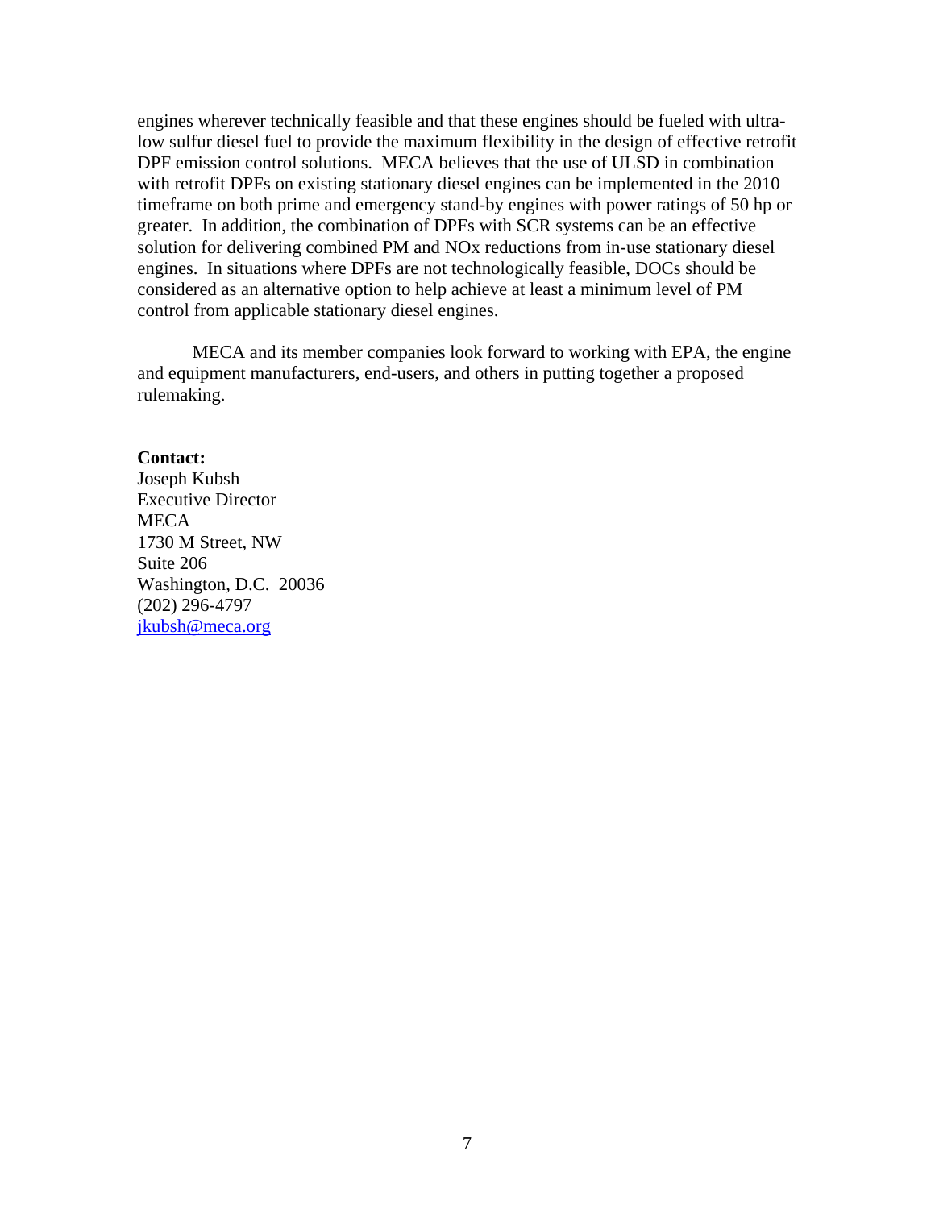engines wherever technically feasible and that these engines should be fueled with ultra-low sulfur diesel fuel to provide the maximum flexibility in the design of effective retrofit DPF emission control solutions. MECA believes that the use of ULSD in combination with retrofit DPFs on existing stationary diesel engines can be implemented in the 2010 timeframe on both prime and emergency stand-by engines with power ratings of 50 hp or greater. In addition, the combination of DPFs with SCR systems can be an effective solution for delivering combined PM and NOx reductions from in-use stationary diesel engines. In situations where DPFs are not technologically feasible, DOCs should be considered as an alternative option to help achieve at least a minimum level of PM control from applicable stationary diesel engines.

MECA and its member companies look forward to working with EPA, the engine and equipment manufacturers, end-users, and others in putting together a proposed rulemaking.

**Contact:**
Joseph Kubsh
Executive Director
MECA
1730 M Street, NW
Suite 206
Washington, D.C. 20036
(202) 296-4797
jkubsh@meca.org